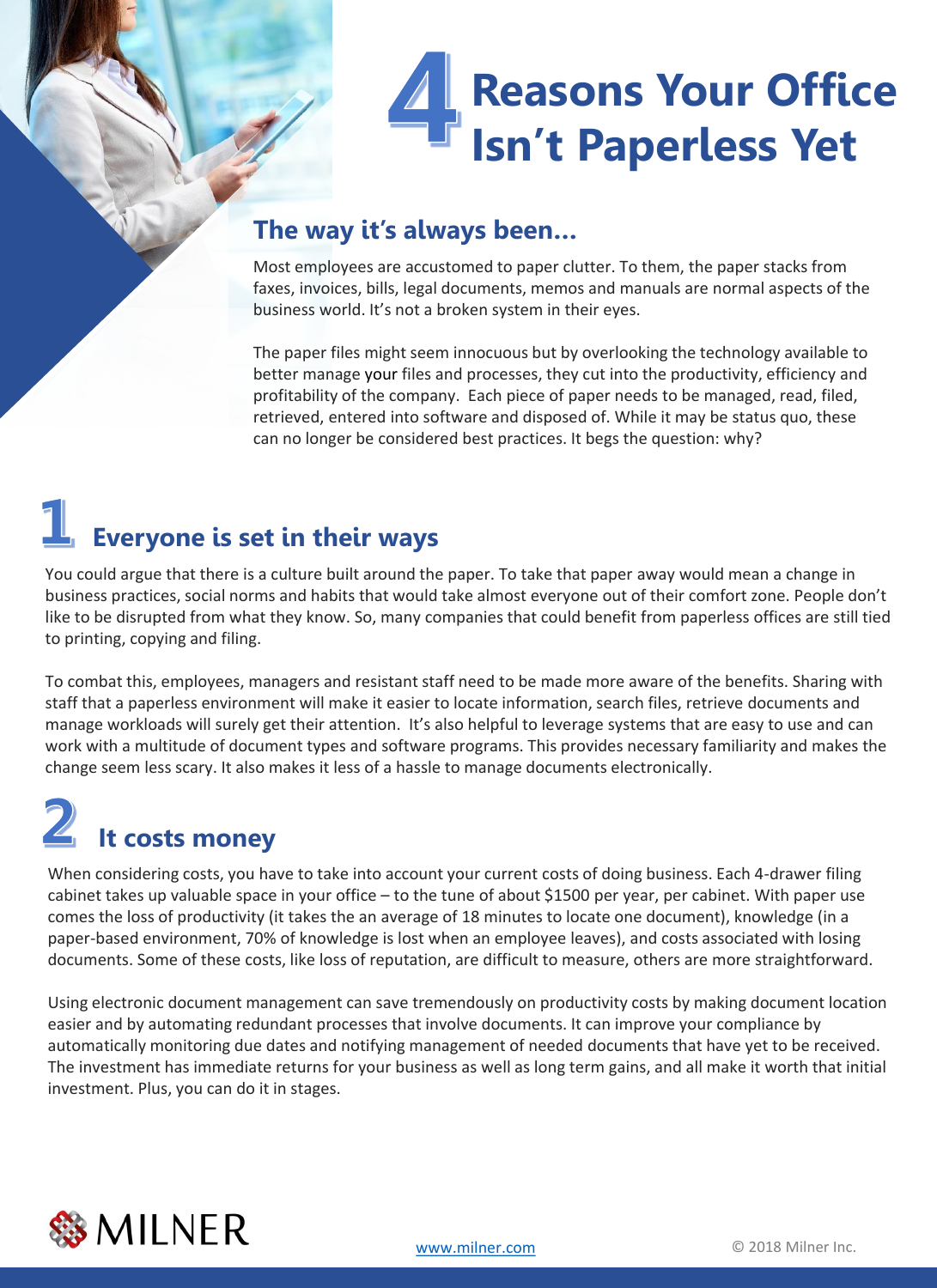# 4 Reasons Your Office Isn't Paperless Yet

## The way it's always been...

Most employees are accustomed to paper clutter. To them, the paper stacks from faxes, invoices, bills, legal documents, memos and manuals are normal aspects of the business world. It's not a broken system in their eyes.

The paper files might seem innocuous but by overlooking the technology available to better manage your files and processes, they cut into the productivity, efficiency and profitability of the company. Each piece of paper needs to be managed, read, filed, retrieved, entered into software and disposed of. While it may be status quo, these can no longer be considered best practices. It begs the question: why?

## 1 Everyone is set in their ways

You could argue that there is a culture built around the paper. To take that paper away would mean a change in business practices, social norms and habits that would take almost everyone out of their comfort zone. People don't like to be disrupted from what they know. So, many companies that could benefit from paperless offices are still tied to printing, copying and filing.

To combat this, employees, managers and resistant staff need to be made more aware of the benefits. Sharing with staff that a paperless environment will make it easier to locate information, search files, retrieve documents and manage workloads will surely get their attention. It's also helpful to leverage systems that are easy to use and can work with a multitude of document types and software programs. This provides necessary familiarity and makes the change seem less scary. It also makes it less of a hassle to manage documents electronically.

## 2 It costs money

When considering costs, you have to take into account your current costs of doing business. Each 4-drawer filing cabinet takes up valuable space in your office – to the tune of about $1500 per year, per cabinet. With paper use comes the loss of productivity (it takes the an average of 18 minutes to locate one document), knowledge (in a paper-based environment, 70% of knowledge is lost when an employee leaves), and costs associated with losing documents. Some of these costs, like loss of reputation, are difficult to measure, others are more straightforward.

Using electronic document management can save tremendously on productivity costs by making document location easier and by automating redundant processes that involve documents. It can improve your compliance by automatically monitoring due dates and notifying management of needed documents that have yet to be received. The investment has immediate returns for your business as well as long term gains, and all make it worth that initial investment. Plus, you can do it in stages.

MILNER

www.milner.com

© 2018 Milner Inc.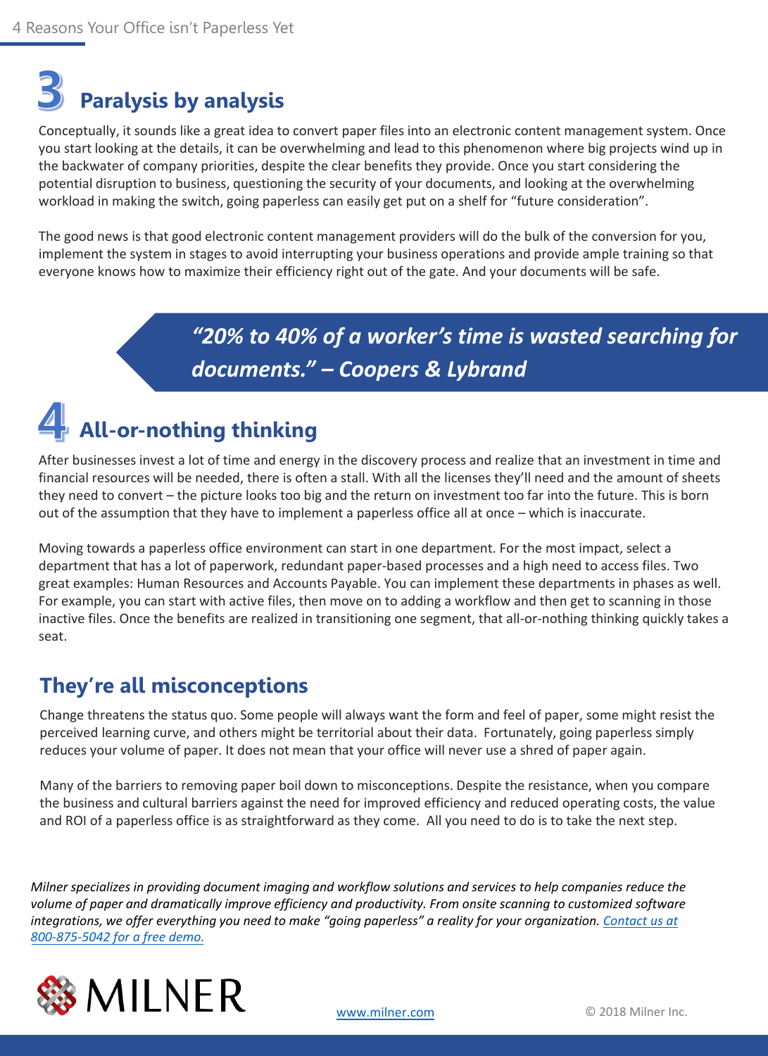## 3 Paralysis by analysis

Conceptually, it sounds like a great idea to convert paper files into an electronic content management system. Once you start looking at the details, it can be overwhelming and lead to this phenomenon where big projects wind up in the backwater of company priorities, despite the clear benefits they provide. Once you start considering the potential disruption to business, questioning the security of your documents, and looking at the overwhelming workload in making the switch, going paperless can easily get put on a shelf for "future consideration".

The good news is that good electronic content management providers will do the bulk of the conversion for you, implement the system in stages to avoid interrupting your business operations and provide ample training so that everyone knows how to maximize their efficiency right out of the gate. And your documents will be safe.

> ***"20% to 40% of a worker's time is wasted searching for documents." – Coopers & Lybrand***

## 4 All-or-nothing thinking

After businesses invest a lot of time and energy in the discovery process and realize that an investment in time and financial resources will be needed, there is often a stall. With all the licenses they'll need and the amount of sheets they need to convert – the picture looks too big and the return on investment too far into the future. This is born out of the assumption that they have to implement a paperless office all at once – which is inaccurate.

Moving towards a paperless office environment can start in one department. For the most impact, select a department that has a lot of paperwork, redundant paper-based processes and a high need to access files. Two great examples: Human Resources and Accounts Payable. You can implement these departments in phases as well. For example, you can start with active files, then move on to adding a workflow and then get to scanning in those inactive files. Once the benefits are realized in transitioning one segment, that all-or-nothing thinking quickly takes a seat.

## They're all misconceptions

Change threatens the status quo. Some people will always want the form and feel of paper, some might resist the perceived learning curve, and others might be territorial about their data. Fortunately, going paperless simply reduces your volume of paper. It does not mean that your office will never use a shred of paper again.

Many of the barriers to removing paper boil down to misconceptions. Despite the resistance, when you compare the business and cultural barriers against the need for improved efficiency and reduced operating costs, the value and ROI of a paperless office is as straightforward as they come. All you need to do is to take the next step.

*Milner specializes in providing document imaging and workflow solutions and services to help companies reduce the volume of paper and dramatically improve efficiency and productivity. From onsite scanning to customized software integrations, we offer everything you need to make "going paperless" a reality for your organization. Contact us at 800-875-5042 for a free demo.*

MILNER

www.milner.com

© 2018 Milner Inc.